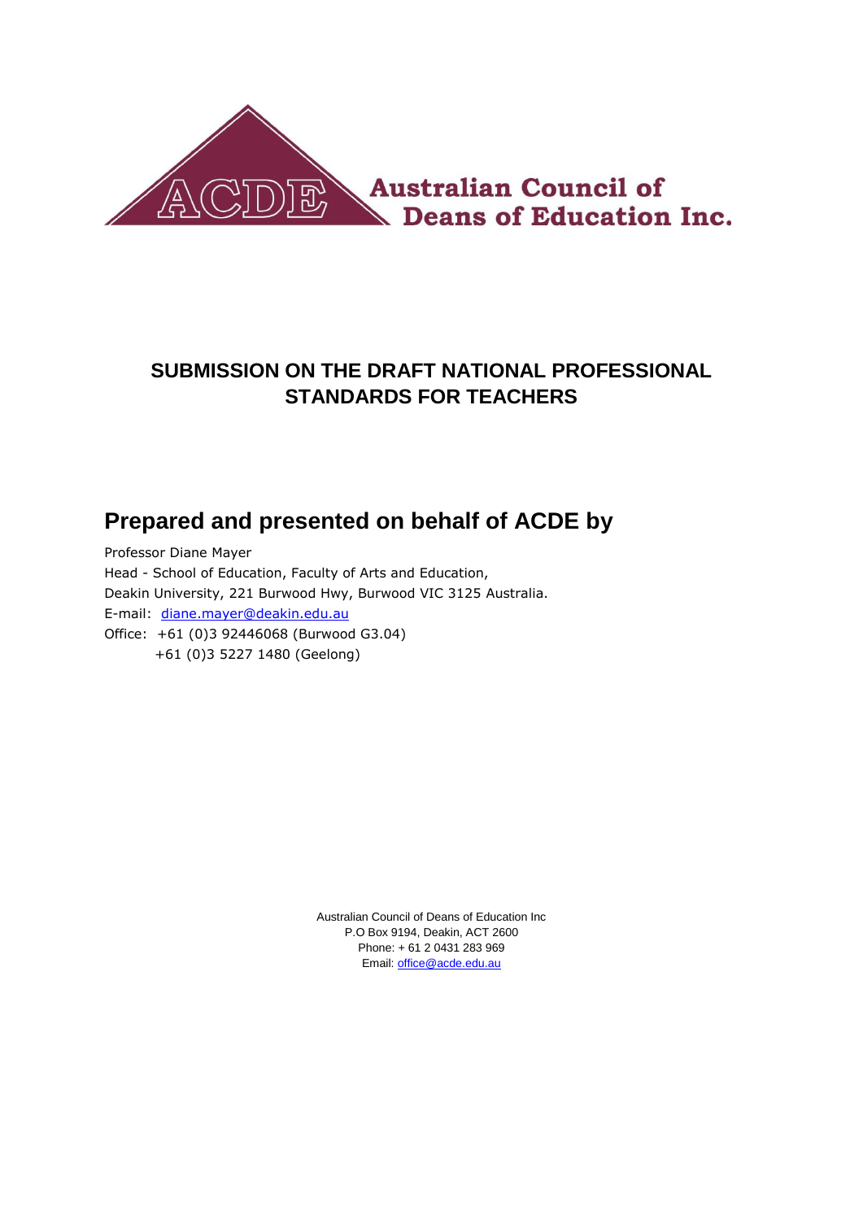ACDE Australian Council of Deans of Education Inc.

# SUBMISSION ON THE DRAFT NATIONAL PROFESSIONAL STANDARDS FOR TEACHERS

## Prepared and presented on behalf of ACDE by

Professor Diane Mayer
Head - School of Education, Faculty of Arts and Education,
Deakin University, 221 Burwood Hwy, Burwood VIC 3125 Australia.
E-mail: diane.mayer@deakin.edu.au
Office: +61 (0)3 92446068 (Burwood G3.04)
+61 (0)3 5227 1480 (Geelong)

Australian Council of Deans of Education Inc
P.O Box 9194, Deakin, ACT 2600
Phone: + 61 2 0431 283 969
Email: office@acde.edu.au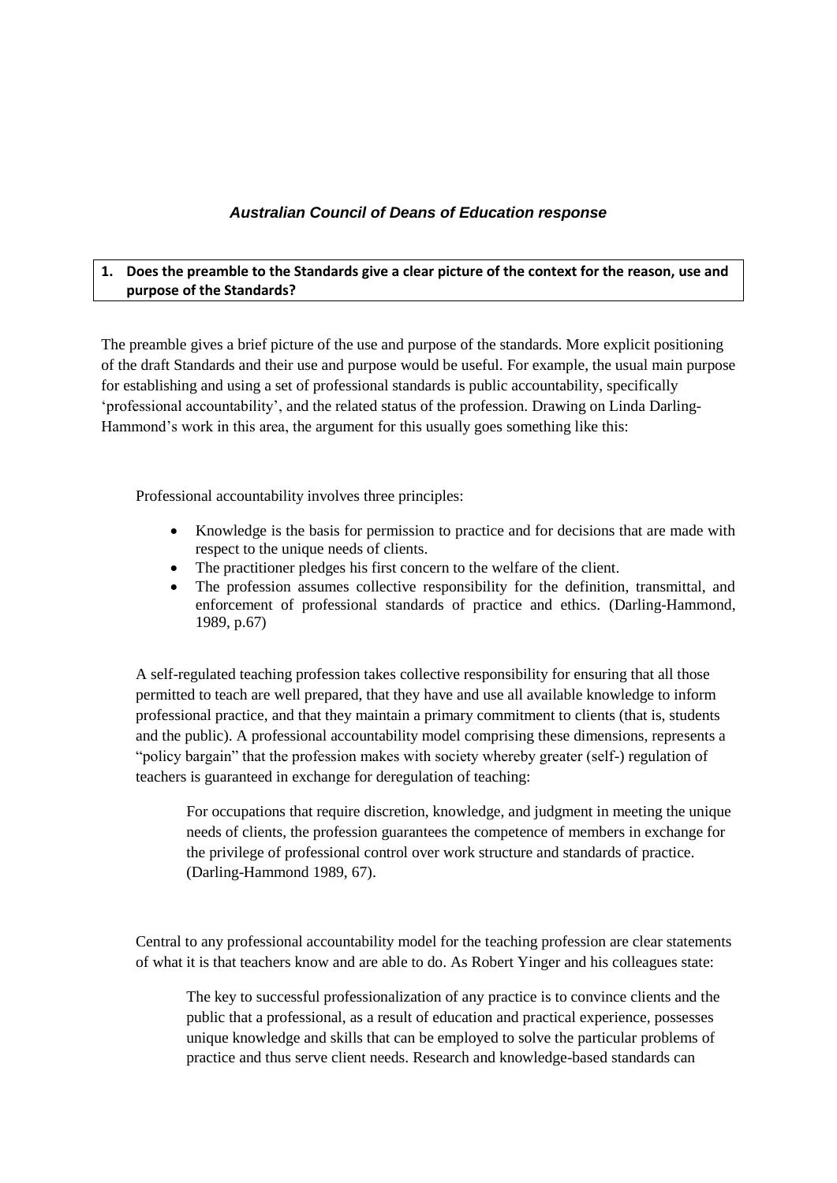## *Australian Council of Deans of Education response*

**1. Does the preamble to the Standards give a clear picture of the context for the reason, use and purpose of the Standards?**

The preamble gives a brief picture of the use and purpose of the standards. More explicit positioning of the draft Standards and their use and purpose would be useful. For example, the usual main purpose for establishing and using a set of professional standards is public accountability, specifically 'professional accountability', and the related status of the profession. Drawing on Linda Darling-Hammond's work in this area, the argument for this usually goes something like this:

> Professional accountability involves three principles:
>
> - Knowledge is the basis for permission to practice and for decisions that are made with respect to the unique needs of clients.
> - The practitioner pledges his first concern to the welfare of the client.
> - The profession assumes collective responsibility for the definition, transmittal, and enforcement of professional standards of practice and ethics. (Darling-Hammond, 1989, p.67)
>
> A self-regulated teaching profession takes collective responsibility for ensuring that all those permitted to teach are well prepared, that they have and use all available knowledge to inform professional practice, and that they maintain a primary commitment to clients (that is, students and the public). A professional accountability model comprising these dimensions, represents a "policy bargain" that the profession makes with society whereby greater (self-) regulation of teachers is guaranteed in exchange for deregulation of teaching:
>
> > For occupations that require discretion, knowledge, and judgment in meeting the unique needs of clients, the profession guarantees the competence of members in exchange for the privilege of professional control over work structure and standards of practice. (Darling-Hammond 1989, 67).
>
> Central to any professional accountability model for the teaching profession are clear statements of what it is that teachers know and are able to do. As Robert Yinger and his colleagues state:
>
> > The key to successful professionalization of any practice is to convince clients and the public that a professional, as a result of education and practical experience, possesses unique knowledge and skills that can be employed to solve the particular problems of practice and thus serve client needs. Research and knowledge-based standards can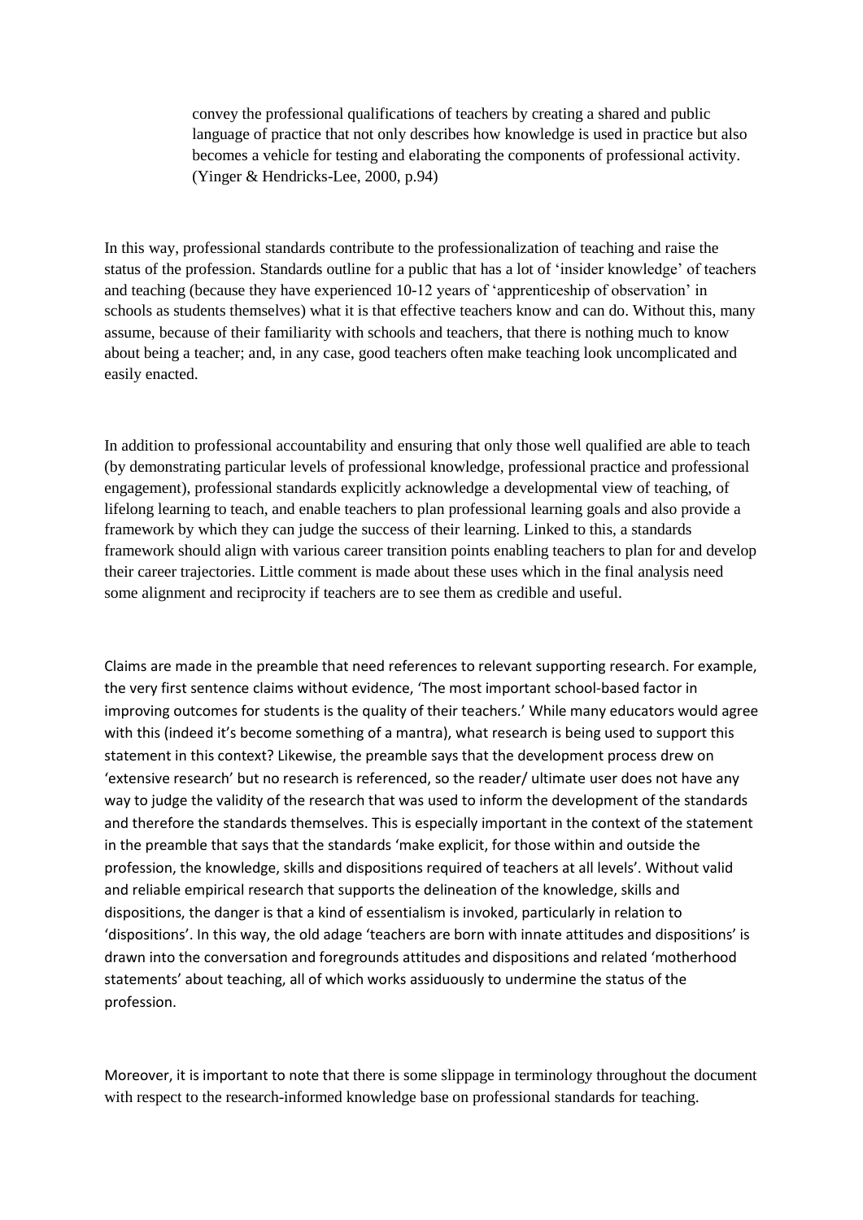> convey the professional qualifications of teachers by creating a shared and public language of practice that not only describes how knowledge is used in practice but also becomes a vehicle for testing and elaborating the components of professional activity. (Yinger & Hendricks-Lee, 2000, p.94)

In this way, professional standards contribute to the professionalization of teaching and raise the status of the profession. Standards outline for a public that has a lot of 'insider knowledge' of teachers and teaching (because they have experienced 10-12 years of 'apprenticeship of observation' in schools as students themselves) what it is that effective teachers know and can do. Without this, many assume, because of their familiarity with schools and teachers, that there is nothing much to know about being a teacher; and, in any case, good teachers often make teaching look uncomplicated and easily enacted.

In addition to professional accountability and ensuring that only those well qualified are able to teach (by demonstrating particular levels of professional knowledge, professional practice and professional engagement), professional standards explicitly acknowledge a developmental view of teaching, of lifelong learning to teach, and enable teachers to plan professional learning goals and also provide a framework by which they can judge the success of their learning. Linked to this, a standards framework should align with various career transition points enabling teachers to plan for and develop their career trajectories. Little comment is made about these uses which in the final analysis need some alignment and reciprocity if teachers are to see them as credible and useful.

Claims are made in the preamble that need references to relevant supporting research. For example, the very first sentence claims without evidence, 'The most important school-based factor in improving outcomes for students is the quality of their teachers.' While many educators would agree with this (indeed it's become something of a mantra), what research is being used to support this statement in this context? Likewise, the preamble says that the development process drew on 'extensive research' but no research is referenced, so the reader/ ultimate user does not have any way to judge the validity of the research that was used to inform the development of the standards and therefore the standards themselves. This is especially important in the context of the statement in the preamble that says that the standards 'make explicit, for those within and outside the profession, the knowledge, skills and dispositions required of teachers at all levels'. Without valid and reliable empirical research that supports the delineation of the knowledge, skills and dispositions, the danger is that a kind of essentialism is invoked, particularly in relation to 'dispositions'. In this way, the old adage 'teachers are born with innate attitudes and dispositions' is drawn into the conversation and foregrounds attitudes and dispositions and related 'motherhood statements' about teaching, all of which works assiduously to undermine the status of the profession.

Moreover, it is important to note that there is some slippage in terminology throughout the document with respect to the research-informed knowledge base on professional standards for teaching.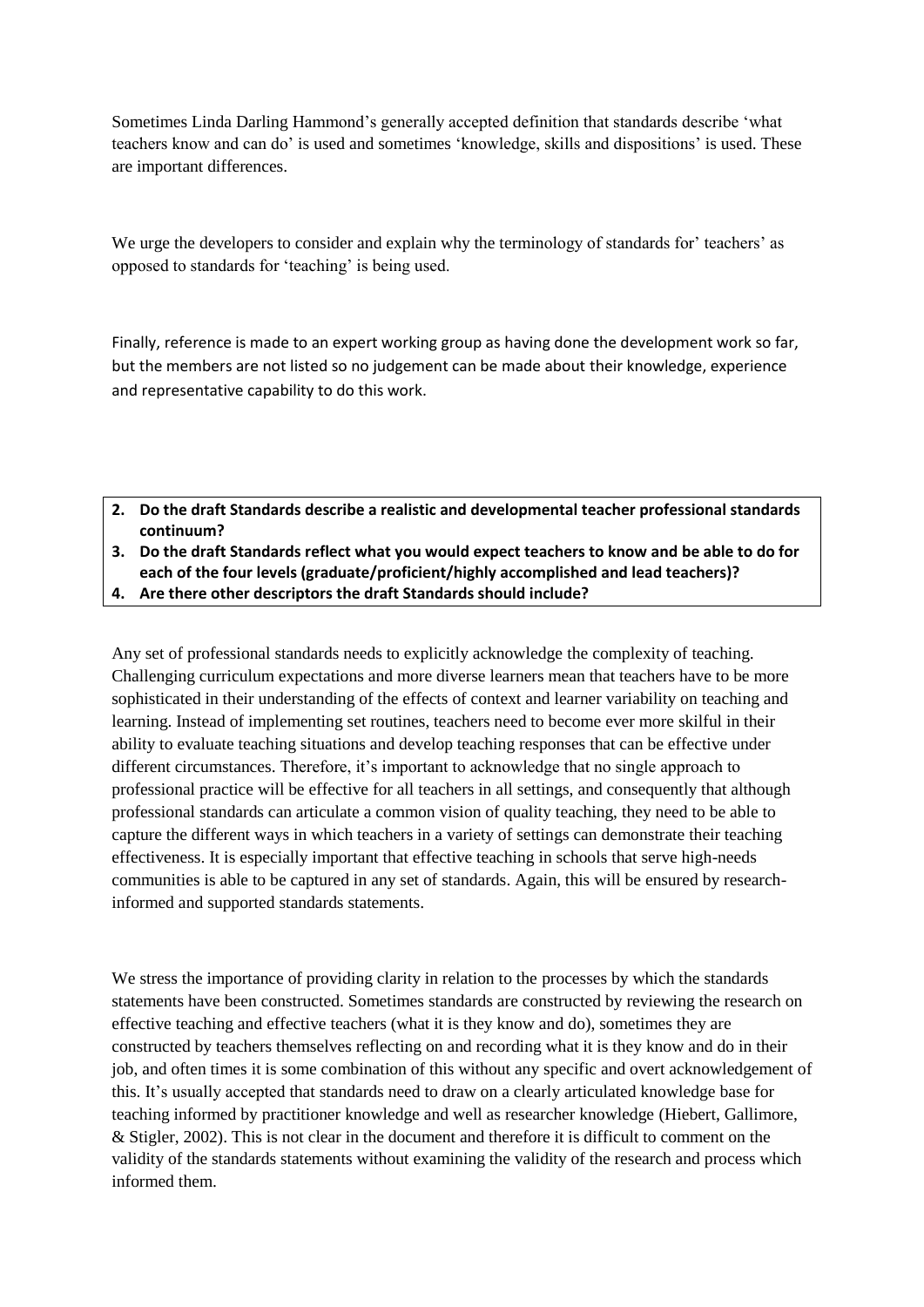Sometimes Linda Darling Hammond's generally accepted definition that standards describe 'what teachers know and can do' is used and sometimes 'knowledge, skills and dispositions' is used. These are important differences.

We urge the developers to consider and explain why the terminology of standards for' teachers' as opposed to standards for 'teaching' is being used.

Finally, reference is made to an expert working group as having done the development work so far, but the members are not listed so no judgement can be made about their knowledge, experience and representative capability to do this work.

2. **Do the draft Standards describe a realistic and developmental teacher professional standards continuum?**
3. **Do the draft Standards reflect what you would expect teachers to know and be able to do for each of the four levels (graduate/proficient/highly accomplished and lead teachers)?**
4. **Are there other descriptors the draft Standards should include?**

Any set of professional standards needs to explicitly acknowledge the complexity of teaching. Challenging curriculum expectations and more diverse learners mean that teachers have to be more sophisticated in their understanding of the effects of context and learner variability on teaching and learning. Instead of implementing set routines, teachers need to become ever more skilful in their ability to evaluate teaching situations and develop teaching responses that can be effective under different circumstances. Therefore, it's important to acknowledge that no single approach to professional practice will be effective for all teachers in all settings, and consequently that although professional standards can articulate a common vision of quality teaching, they need to be able to capture the different ways in which teachers in a variety of settings can demonstrate their teaching effectiveness. It is especially important that effective teaching in schools that serve high-needs communities is able to be captured in any set of standards. Again, this will be ensured by research-informed and supported standards statements.

We stress the importance of providing clarity in relation to the processes by which the standards statements have been constructed. Sometimes standards are constructed by reviewing the research on effective teaching and effective teachers (what it is they know and do), sometimes they are constructed by teachers themselves reflecting on and recording what it is they know and do in their job, and often times it is some combination of this without any specific and overt acknowledgement of this. It's usually accepted that standards need to draw on a clearly articulated knowledge base for teaching informed by practitioner knowledge and well as researcher knowledge (Hiebert, Gallimore, & Stigler, 2002). This is not clear in the document and therefore it is difficult to comment on the validity of the standards statements without examining the validity of the research and process which informed them.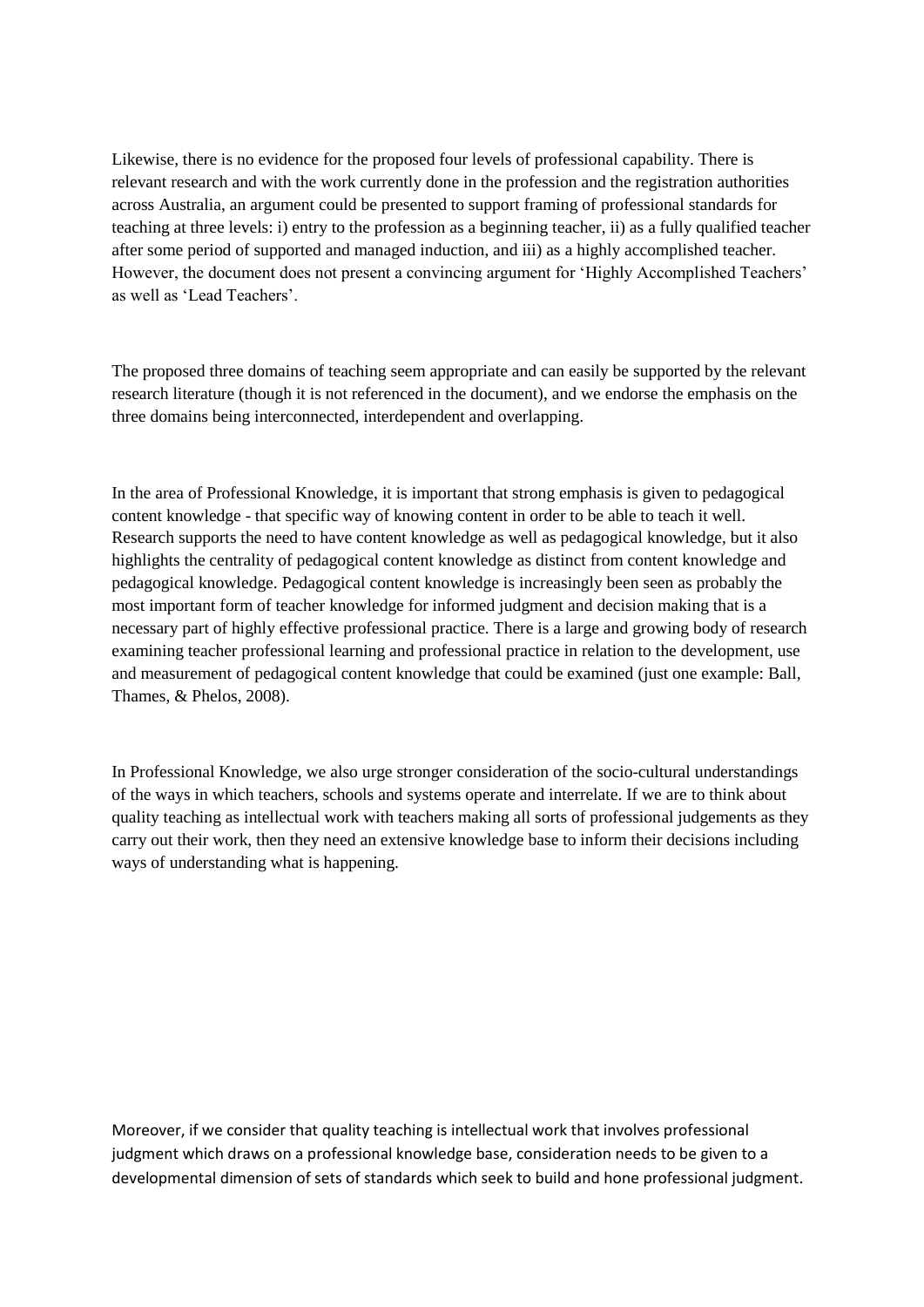Likewise, there is no evidence for the proposed four levels of professional capability. There is relevant research and with the work currently done in the profession and the registration authorities across Australia, an argument could be presented to support framing of professional standards for teaching at three levels: i) entry to the profession as a beginning teacher, ii) as a fully qualified teacher after some period of supported and managed induction, and iii) as a highly accomplished teacher. However, the document does not present a convincing argument for 'Highly Accomplished Teachers' as well as 'Lead Teachers'.

The proposed three domains of teaching seem appropriate and can easily be supported by the relevant research literature (though it is not referenced in the document), and we endorse the emphasis on the three domains being interconnected, interdependent and overlapping.

In the area of Professional Knowledge, it is important that strong emphasis is given to pedagogical content knowledge - that specific way of knowing content in order to be able to teach it well. Research supports the need to have content knowledge as well as pedagogical knowledge, but it also highlights the centrality of pedagogical content knowledge as distinct from content knowledge and pedagogical knowledge. Pedagogical content knowledge is increasingly been seen as probably the most important form of teacher knowledge for informed judgment and decision making that is a necessary part of highly effective professional practice. There is a large and growing body of research examining teacher professional learning and professional practice in relation to the development, use and measurement of pedagogical content knowledge that could be examined (just one example: Ball, Thames, & Phelos, 2008).

In Professional Knowledge, we also urge stronger consideration of the socio-cultural understandings of the ways in which teachers, schools and systems operate and interrelate. If we are to think about quality teaching as intellectual work with teachers making all sorts of professional judgements as they carry out their work, then they need an extensive knowledge base to inform their decisions including ways of understanding what is happening.

Moreover, if we consider that quality teaching is intellectual work that involves professional judgment which draws on a professional knowledge base, consideration needs to be given to a developmental dimension of sets of standards which seek to build and hone professional judgment.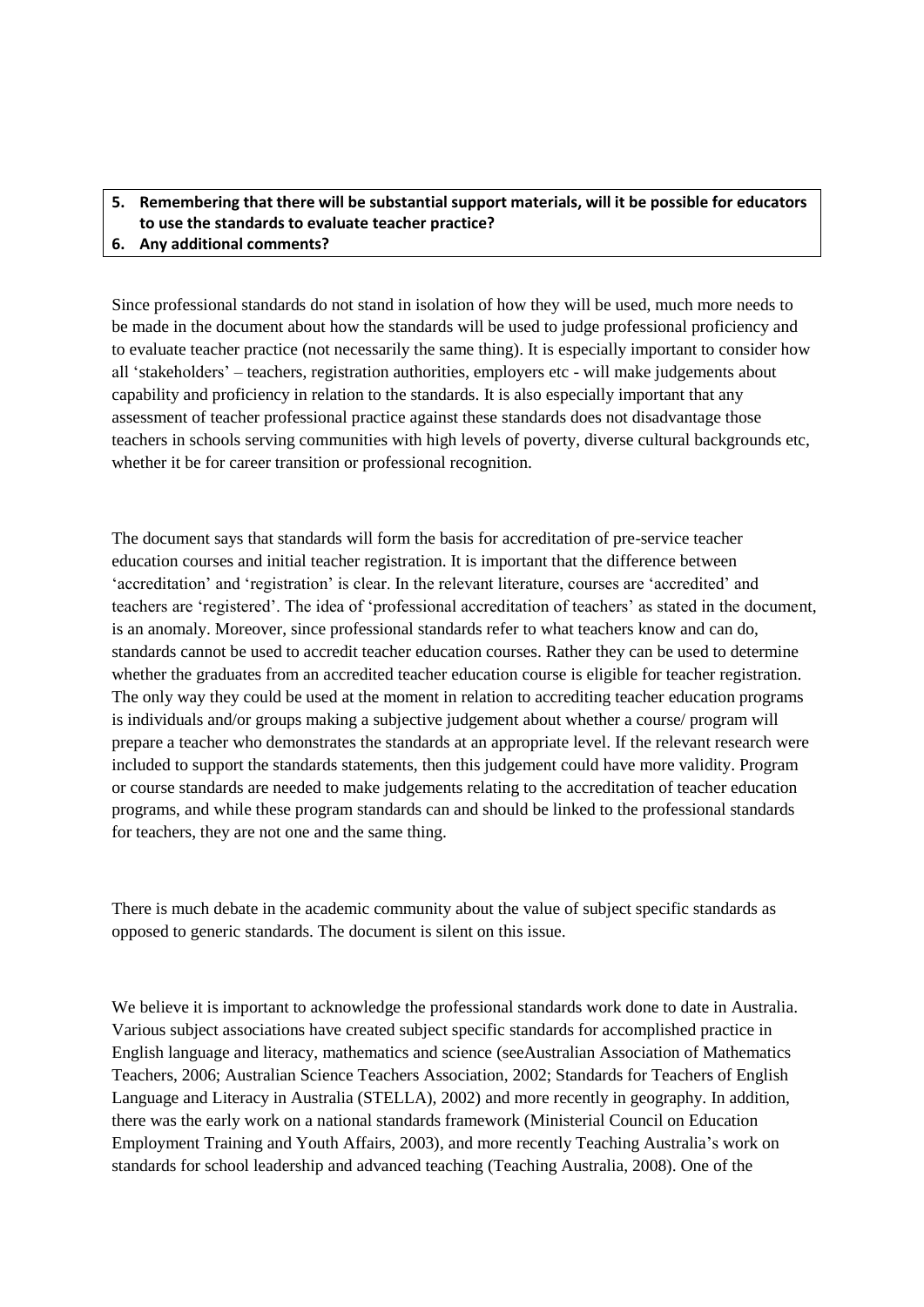**5. Remembering that there will be substantial support materials, will it be possible for educators to use the standards to evaluate teacher practice?**

**6. Any additional comments?**

Since professional standards do not stand in isolation of how they will be used, much more needs to be made in the document about how the standards will be used to judge professional proficiency and to evaluate teacher practice (not necessarily the same thing). It is especially important to consider how all 'stakeholders' – teachers, registration authorities, employers etc - will make judgements about capability and proficiency in relation to the standards. It is also especially important that any assessment of teacher professional practice against these standards does not disadvantage those teachers in schools serving communities with high levels of poverty, diverse cultural backgrounds etc, whether it be for career transition or professional recognition.

The document says that standards will form the basis for accreditation of pre-service teacher education courses and initial teacher registration. It is important that the difference between 'accreditation' and 'registration' is clear. In the relevant literature, courses are 'accredited' and teachers are 'registered'. The idea of 'professional accreditation of teachers' as stated in the document, is an anomaly. Moreover, since professional standards refer to what teachers know and can do, standards cannot be used to accredit teacher education courses. Rather they can be used to determine whether the graduates from an accredited teacher education course is eligible for teacher registration. The only way they could be used at the moment in relation to accrediting teacher education programs is individuals and/or groups making a subjective judgement about whether a course/ program will prepare a teacher who demonstrates the standards at an appropriate level. If the relevant research were included to support the standards statements, then this judgement could have more validity. Program or course standards are needed to make judgements relating to the accreditation of teacher education programs, and while these program standards can and should be linked to the professional standards for teachers, they are not one and the same thing.

There is much debate in the academic community about the value of subject specific standards as opposed to generic standards. The document is silent on this issue.

We believe it is important to acknowledge the professional standards work done to date in Australia. Various subject associations have created subject specific standards for accomplished practice in English language and literacy, mathematics and science (seeAustralian Association of Mathematics Teachers, 2006; Australian Science Teachers Association, 2002; Standards for Teachers of English Language and Literacy in Australia (STELLA), 2002) and more recently in geography. In addition, there was the early work on a national standards framework (Ministerial Council on Education Employment Training and Youth Affairs, 2003), and more recently Teaching Australia's work on standards for school leadership and advanced teaching (Teaching Australia, 2008). One of the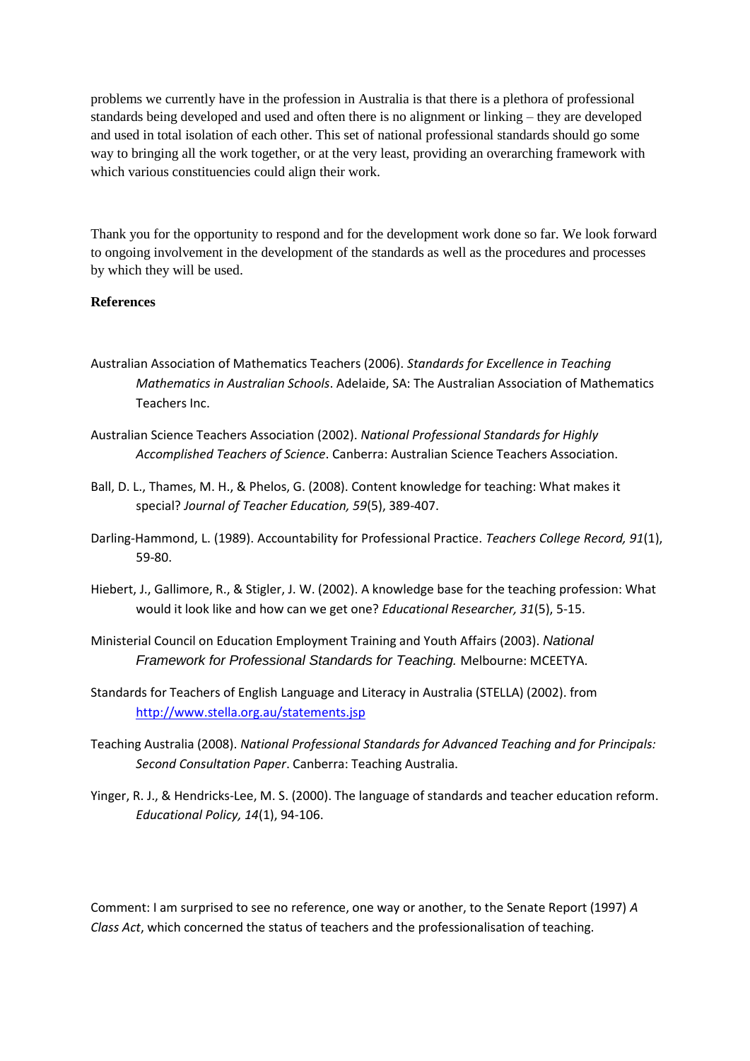problems we currently have in the profession in Australia is that there is a plethora of professional standards being developed and used and often there is no alignment or linking – they are developed and used in total isolation of each other. This set of national professional standards should go some way to bringing all the work together, or at the very least, providing an overarching framework with which various constituencies could align their work.

Thank you for the opportunity to respond and for the development work done so far. We look forward to ongoing involvement in the development of the standards as well as the procedures and processes by which they will be used.

**References**

Australian Association of Mathematics Teachers (2006). *Standards for Excellence in Teaching Mathematics in Australian Schools*. Adelaide, SA: The Australian Association of Mathematics Teachers Inc.

Australian Science Teachers Association (2002). *National Professional Standards for Highly Accomplished Teachers of Science*. Canberra: Australian Science Teachers Association.

Ball, D. L., Thames, M. H., & Phelos, G. (2008). Content knowledge for teaching: What makes it special? *Journal of Teacher Education, 59*(5), 389-407.

Darling-Hammond, L. (1989). Accountability for Professional Practice. *Teachers College Record, 91*(1), 59-80.

Hiebert, J., Gallimore, R., & Stigler, J. W. (2002). A knowledge base for the teaching profession: What would it look like and how can we get one? *Educational Researcher, 31*(5), 5-15.

Ministerial Council on Education Employment Training and Youth Affairs (2003). *National Framework for Professional Standards for Teaching.* Melbourne: MCEETYA.

Standards for Teachers of English Language and Literacy in Australia (STELLA) (2002). from http://www.stella.org.au/statements.jsp

Teaching Australia (2008). *National Professional Standards for Advanced Teaching and for Principals: Second Consultation Paper*. Canberra: Teaching Australia.

Yinger, R. J., & Hendricks-Lee, M. S. (2000). The language of standards and teacher education reform. *Educational Policy, 14*(1), 94-106.

Comment: I am surprised to see no reference, one way or another, to the Senate Report (1997) *A Class Act*, which concerned the status of teachers and the professionalisation of teaching.